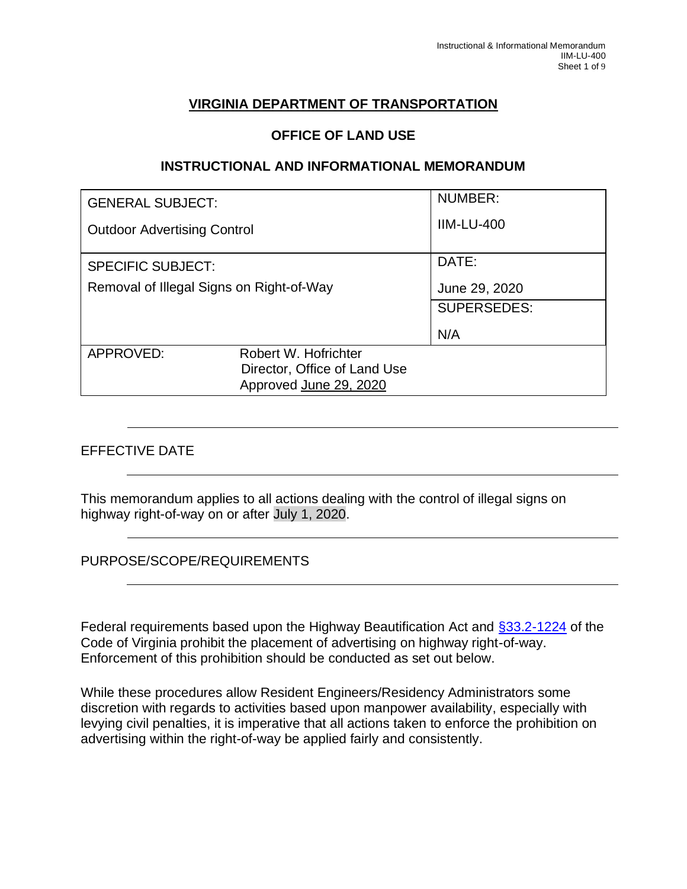# VIRGINIA DEPARTMENT OF TRANSPORTATION

## OFFICE OF LAND USE

## INSTRUCTIONAL AND INFORMATIONAL MEMORANDUM

| GENERAL SUBJECT: Outdoor Advertising Control | | NUMBER: IIM-LU-400 |
|---|---|---|
| SPECIFIC SUBJECT: Removal of Illegal Signs on Right-of-Way | | DATE: June 29, 2020 |
| | | SUPERSEDES: N/A |
| APPROVED: | Robert W. Hofrichter Director, Office of Land Use Approved June 29, 2020 | |

## EFFECTIVE DATE

This memorandum applies to all actions dealing with the control of illegal signs on highway right-of-way on or after July 1, 2020.

## PURPOSE/SCOPE/REQUIREMENTS

Federal requirements based upon the Highway Beautification Act and §33.2-1224 of the Code of Virginia prohibit the placement of advertising on highway right-of-way. Enforcement of this prohibition should be conducted as set out below.

While these procedures allow Resident Engineers/Residency Administrators some discretion with regards to activities based upon manpower availability, especially with levying civil penalties, it is imperative that all actions taken to enforce the prohibition on advertising within the right-of-way be applied fairly and consistently.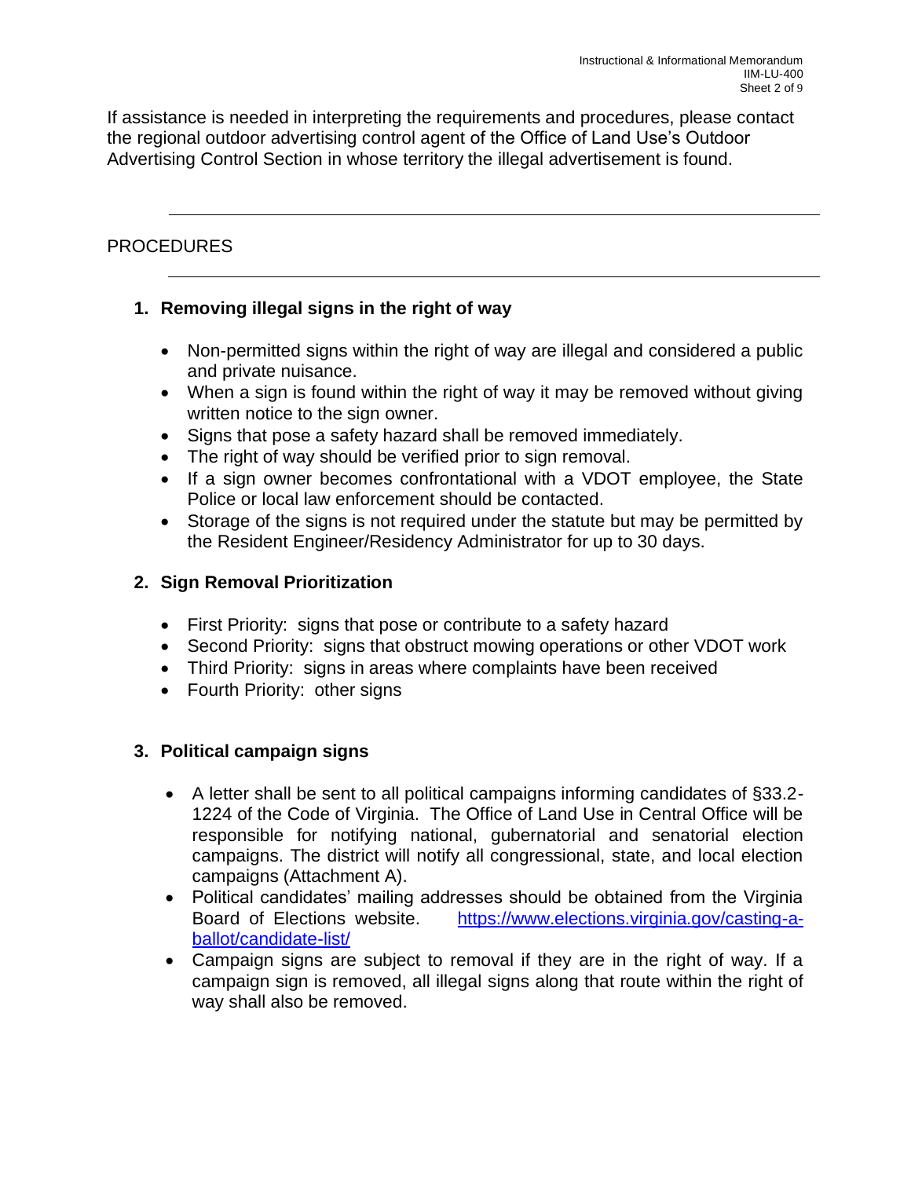If assistance is needed in interpreting the requirements and procedures, please contact the regional outdoor advertising control agent of the Office of Land Use's Outdoor Advertising Control Section in whose territory the illegal advertisement is found.

---

## PROCEDURES

---

### 1. Removing illegal signs in the right of way

- Non-permitted signs within the right of way are illegal and considered a public and private nuisance.
- When a sign is found within the right of way it may be removed without giving written notice to the sign owner.
- Signs that pose a safety hazard shall be removed immediately.
- The right of way should be verified prior to sign removal.
- If a sign owner becomes confrontational with a VDOT employee, the State Police or local law enforcement should be contacted.
- Storage of the signs is not required under the statute but may be permitted by the Resident Engineer/Residency Administrator for up to 30 days.

### 2. Sign Removal Prioritization

- First Priority: signs that pose or contribute to a safety hazard
- Second Priority: signs that obstruct mowing operations or other VDOT work
- Third Priority: signs in areas where complaints have been received
- Fourth Priority: other signs

### 3. Political campaign signs

- A letter shall be sent to all political campaigns informing candidates of §33.2-1224 of the Code of Virginia. The Office of Land Use in Central Office will be responsible for notifying national, gubernatorial and senatorial election campaigns. The district will notify all congressional, state, and local election campaigns (Attachment A).
- Political candidates' mailing addresses should be obtained from the Virginia Board of Elections website. [https://www.elections.virginia.gov/casting-a-ballot/candidate-list/](https://www.elections.virginia.gov/casting-a-ballot/candidate-list/)
- Campaign signs are subject to removal if they are in the right of way. If a campaign sign is removed, all illegal signs along that route within the right of way shall also be removed.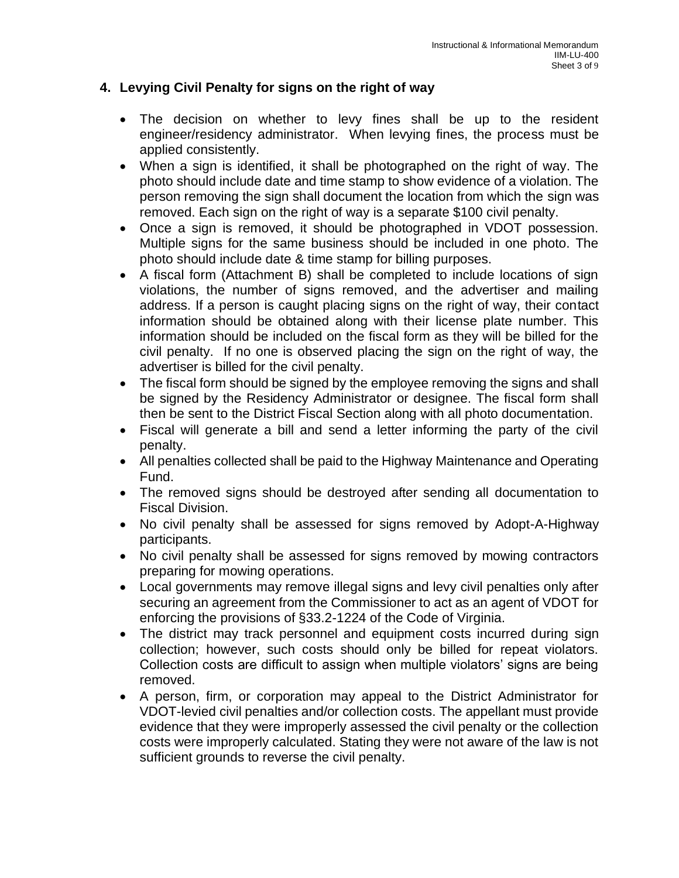## 4. Levying Civil Penalty for signs on the right of way

- The decision on whether to levy fines shall be up to the resident engineer/residency administrator. When levying fines, the process must be applied consistently.
- When a sign is identified, it shall be photographed on the right of way. The photo should include date and time stamp to show evidence of a violation. The person removing the sign shall document the location from which the sign was removed. Each sign on the right of way is a separate $100 civil penalty.
- Once a sign is removed, it should be photographed in VDOT possession. Multiple signs for the same business should be included in one photo. The photo should include date & time stamp for billing purposes.
- A fiscal form (Attachment B) shall be completed to include locations of sign violations, the number of signs removed, and the advertiser and mailing address. If a person is caught placing signs on the right of way, their contact information should be obtained along with their license plate number. This information should be included on the fiscal form as they will be billed for the civil penalty. If no one is observed placing the sign on the right of way, the advertiser is billed for the civil penalty.
- The fiscal form should be signed by the employee removing the signs and shall be signed by the Residency Administrator or designee. The fiscal form shall then be sent to the District Fiscal Section along with all photo documentation.
- Fiscal will generate a bill and send a letter informing the party of the civil penalty.
- All penalties collected shall be paid to the Highway Maintenance and Operating Fund.
- The removed signs should be destroyed after sending all documentation to Fiscal Division.
- No civil penalty shall be assessed for signs removed by Adopt-A-Highway participants.
- No civil penalty shall be assessed for signs removed by mowing contractors preparing for mowing operations.
- Local governments may remove illegal signs and levy civil penalties only after securing an agreement from the Commissioner to act as an agent of VDOT for enforcing the provisions of §33.2-1224 of the Code of Virginia.
- The district may track personnel and equipment costs incurred during sign collection; however, such costs should only be billed for repeat violators. Collection costs are difficult to assign when multiple violators' signs are being removed.
- A person, firm, or corporation may appeal to the District Administrator for VDOT-levied civil penalties and/or collection costs. The appellant must provide evidence that they were improperly assessed the civil penalty or the collection costs were improperly calculated. Stating they were not aware of the law is not sufficient grounds to reverse the civil penalty.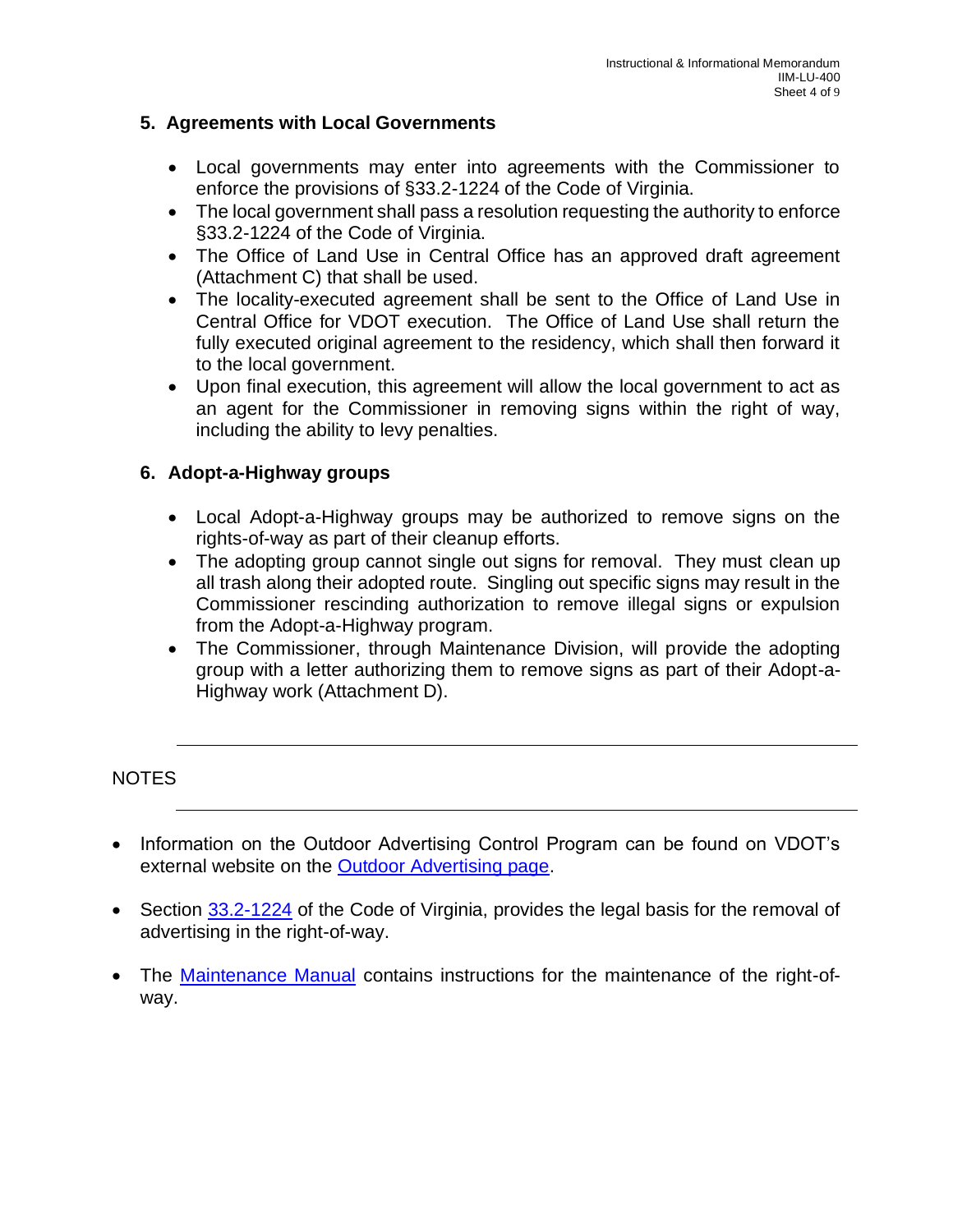## 5. Agreements with Local Governments

- Local governments may enter into agreements with the Commissioner to enforce the provisions of §33.2-1224 of the Code of Virginia.
- The local government shall pass a resolution requesting the authority to enforce §33.2-1224 of the Code of Virginia.
- The Office of Land Use in Central Office has an approved draft agreement (Attachment C) that shall be used.
- The locality-executed agreement shall be sent to the Office of Land Use in Central Office for VDOT execution. The Office of Land Use shall return the fully executed original agreement to the residency, which shall then forward it to the local government.
- Upon final execution, this agreement will allow the local government to act as an agent for the Commissioner in removing signs within the right of way, including the ability to levy penalties.

## 6. Adopt-a-Highway groups

- Local Adopt-a-Highway groups may be authorized to remove signs on the rights-of-way as part of their cleanup efforts.
- The adopting group cannot single out signs for removal. They must clean up all trash along their adopted route. Singling out specific signs may result in the Commissioner rescinding authorization to remove illegal signs or expulsion from the Adopt-a-Highway program.
- The Commissioner, through Maintenance Division, will provide the adopting group with a letter authorizing them to remove signs as part of their Adopt-a-Highway work (Attachment D).

---

NOTES

---

- Information on the Outdoor Advertising Control Program can be found on VDOT's external website on the Outdoor Advertising page.
- Section 33.2-1224 of the Code of Virginia, provides the legal basis for the removal of advertising in the right-of-way.
- The Maintenance Manual contains instructions for the maintenance of the right-of-way.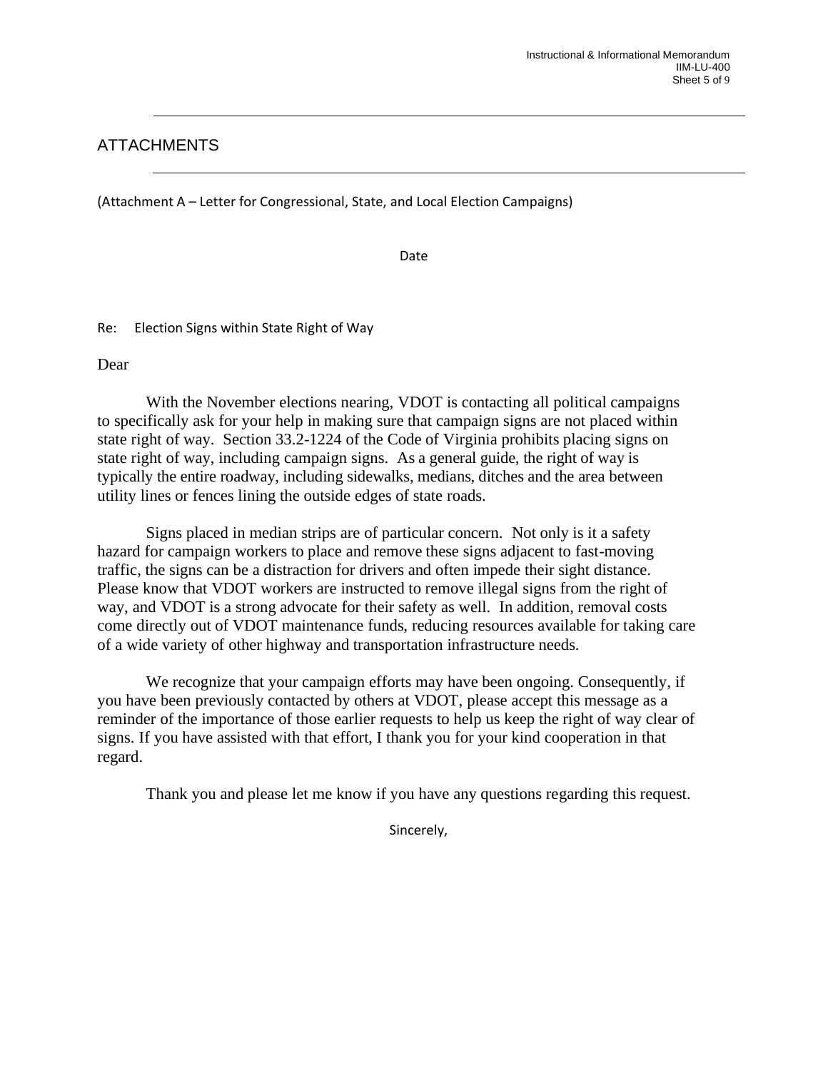## ATTACHMENTS

(Attachment A – Letter for Congressional, State, and Local Election Campaigns)

Date

Re: Election Signs within State Right of Way

Dear

With the November elections nearing, VDOT is contacting all political campaigns to specifically ask for your help in making sure that campaign signs are not placed within state right of way. Section 33.2-1224 of the Code of Virginia prohibits placing signs on state right of way, including campaign signs. As a general guide, the right of way is typically the entire roadway, including sidewalks, medians, ditches and the area between utility lines or fences lining the outside edges of state roads.

Signs placed in median strips are of particular concern. Not only is it a safety hazard for campaign workers to place and remove these signs adjacent to fast-moving traffic, the signs can be a distraction for drivers and often impede their sight distance. Please know that VDOT workers are instructed to remove illegal signs from the right of way, and VDOT is a strong advocate for their safety as well. In addition, removal costs come directly out of VDOT maintenance funds, reducing resources available for taking care of a wide variety of other highway and transportation infrastructure needs.

We recognize that your campaign efforts may have been ongoing. Consequently, if you have been previously contacted by others at VDOT, please accept this message as a reminder of the importance of those earlier requests to help us keep the right of way clear of signs. If you have assisted with that effort, I thank you for your kind cooperation in that regard.

Thank you and please let me know if you have any questions regarding this request.

Sincerely,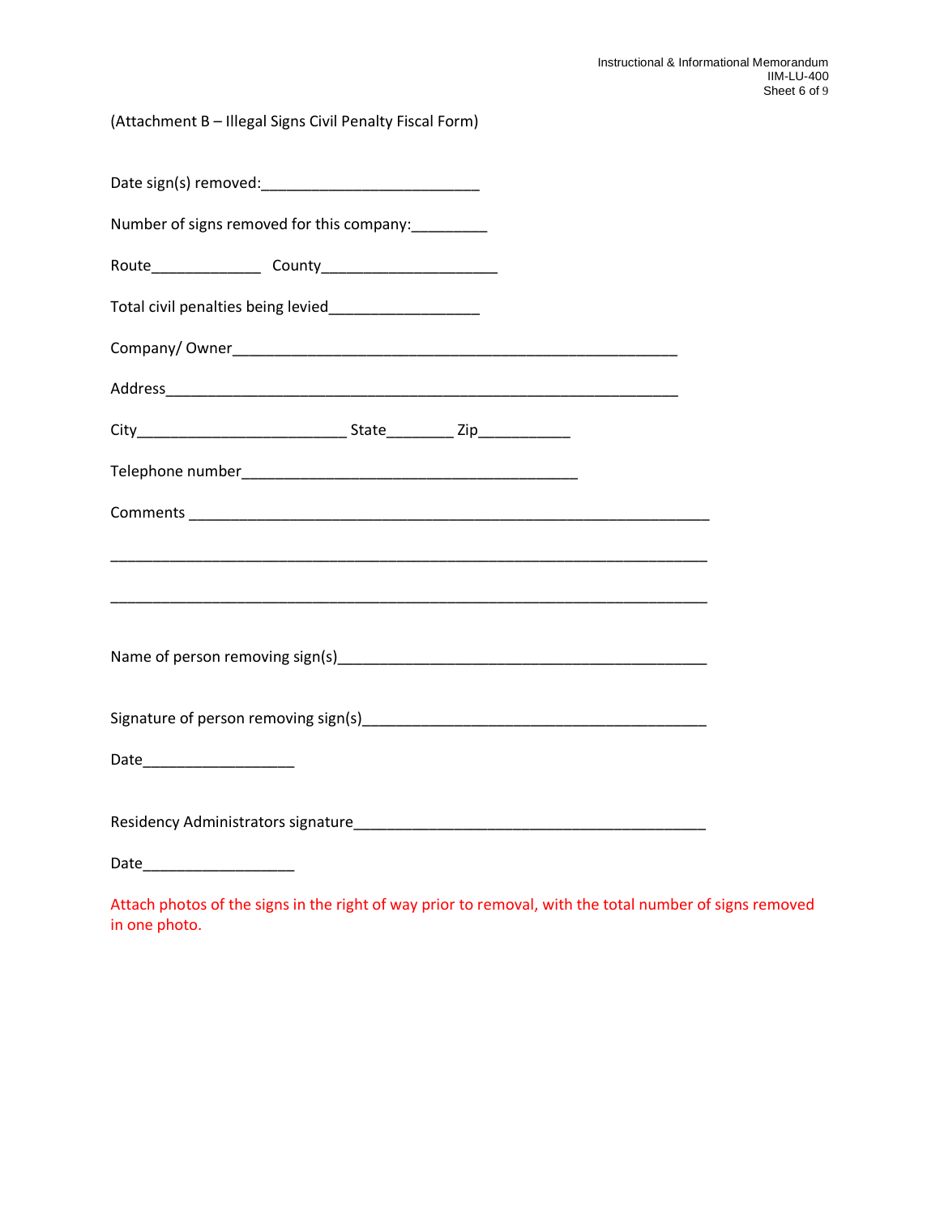(Attachment B – Illegal Signs Civil Penalty Fiscal Form)

Date sign(s) removed:_________________________

Number of signs removed for this company:_________

Route_____________ County_____________________

Total civil penalties being levied_________________

Company/ Owner___________________________________________________

Address___________________________________________________________

City________________________ State________ Zip___________

Telephone number______________________________________

Comments ___________________________________________________________

____________________________________________________________________

____________________________________________________________________

Name of person removing sign(s)__________________________________________

Signature of person removing sign(s)_______________________________________

Date__________________

Residency Administrators signature________________________________________

Date__________________

Attach photos of the signs in the right of way prior to removal, with the total number of signs removed in one photo.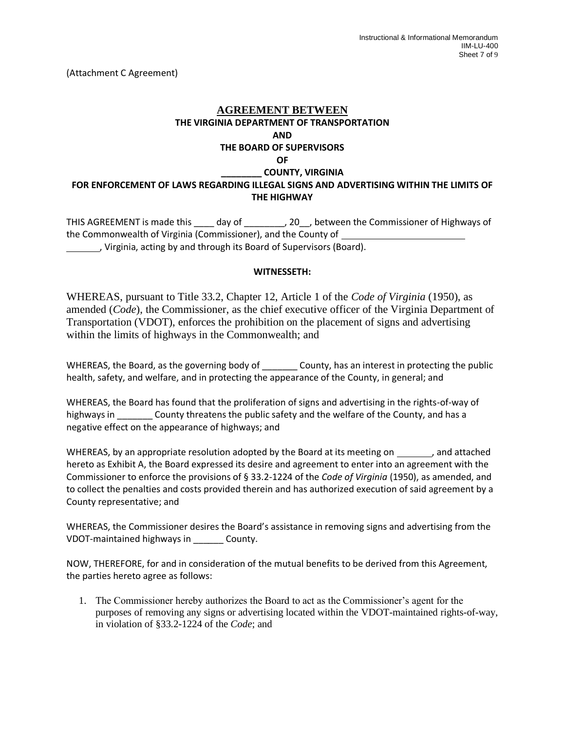(Attachment C Agreement)

## AGREEMENT BETWEEN
**THE VIRGINIA DEPARTMENT OF TRANSPORTATION**
**AND**
**THE BOARD OF SUPERVISORS**
**OF**
**________ COUNTY, VIRGINIA**
**FOR ENFORCEMENT OF LAWS REGARDING ILLEGAL SIGNS AND ADVERTISING WITHIN THE LIMITS OF THE HIGHWAY**

THIS AGREEMENT is made this ____ day of ________, 20__, between the Commissioner of Highways of the Commonwealth of Virginia (Commissioner), and the County of ________________________ _______, Virginia, acting by and through its Board of Supervisors (Board).

**WITNESSETH:**

WHEREAS, pursuant to Title 33.2, Chapter 12, Article 1 of the *Code of Virginia* (1950), as amended (*Code*), the Commissioner, as the chief executive officer of the Virginia Department of Transportation (VDOT), enforces the prohibition on the placement of signs and advertising within the limits of highways in the Commonwealth; and

WHEREAS, the Board, as the governing body of _______ County, has an interest in protecting the public health, safety, and welfare, and in protecting the appearance of the County, in general; and

WHEREAS, the Board has found that the proliferation of signs and advertising in the rights-of-way of highways in _______ County threatens the public safety and the welfare of the County, and has a negative effect on the appearance of highways; and

WHEREAS, by an appropriate resolution adopted by the Board at its meeting on _______, and attached hereto as Exhibit A, the Board expressed its desire and agreement to enter into an agreement with the Commissioner to enforce the provisions of § 33.2-1224 of the *Code of Virginia* (1950), as amended, and to collect the penalties and costs provided therein and has authorized execution of said agreement by a County representative; and

WHEREAS, the Commissioner desires the Board's assistance in removing signs and advertising from the VDOT-maintained highways in ______ County.

NOW, THEREFORE, for and in consideration of the mutual benefits to be derived from this Agreement, the parties hereto agree as follows:

1. The Commissioner hereby authorizes the Board to act as the Commissioner's agent for the purposes of removing any signs or advertising located within the VDOT-maintained rights-of-way, in violation of §33.2-1224 of the *Code*; and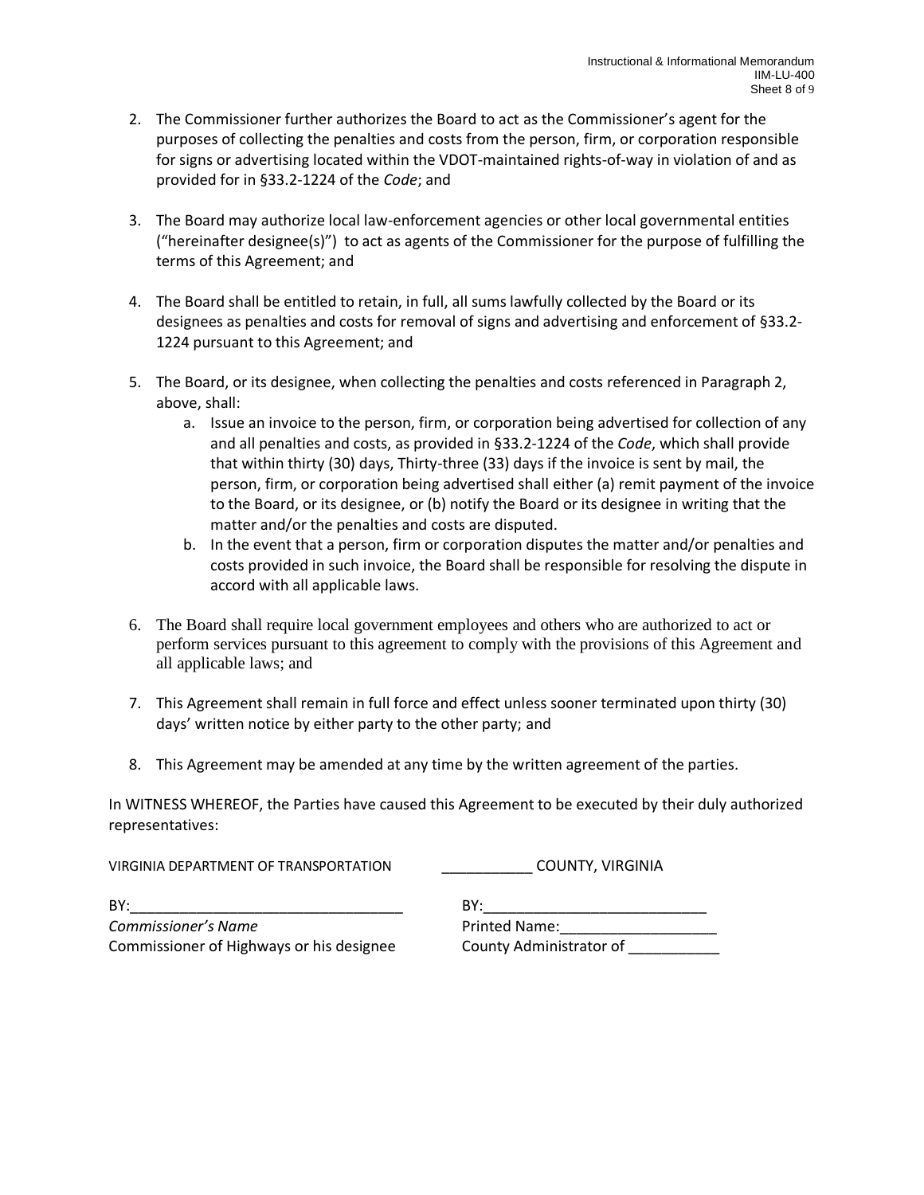2. The Commissioner further authorizes the Board to act as the Commissioner's agent for the purposes of collecting the penalties and costs from the person, firm, or corporation responsible for signs or advertising located within the VDOT-maintained rights-of-way in violation of and as provided for in §33.2-1224 of the *Code*; and

3. The Board may authorize local law-enforcement agencies or other local governmental entities ("hereinafter designee(s)") to act as agents of the Commissioner for the purpose of fulfilling the terms of this Agreement; and

4. The Board shall be entitled to retain, in full, all sums lawfully collected by the Board or its designees as penalties and costs for removal of signs and advertising and enforcement of §33.2-1224 pursuant to this Agreement; and

5. The Board, or its designee, when collecting the penalties and costs referenced in Paragraph 2, above, shall:
   a. Issue an invoice to the person, firm, or corporation being advertised for collection of any and all penalties and costs, as provided in §33.2-1224 of the *Code*, which shall provide that within thirty (30) days, Thirty-three (33) days if the invoice is sent by mail, the person, firm, or corporation being advertised shall either (a) remit payment of the invoice to the Board, or its designee, or (b) notify the Board or its designee in writing that the matter and/or the penalties and costs are disputed.
   b. In the event that a person, firm or corporation disputes the matter and/or penalties and costs provided in such invoice, the Board shall be responsible for resolving the dispute in accord with all applicable laws.

6. The Board shall require local government employees and others who are authorized to act or perform services pursuant to this agreement to comply with the provisions of this Agreement and all applicable laws; and

7. This Agreement shall remain in full force and effect unless sooner terminated upon thirty (30) days' written notice by either party to the other party; and

8. This Agreement may be amended at any time by the written agreement of the parties.

In WITNESS WHEREOF, the Parties have caused this Agreement to be executed by their duly authorized representatives:

| VIRGINIA DEPARTMENT OF TRANSPORTATION | ___________ COUNTY, VIRGINIA |
|---|---|
| BY:_________________________________ | BY:___________________________ |
| *Commissioner's Name* | Printed Name:___________________ |
| Commissioner of Highways or his designee | County Administrator of ___________ |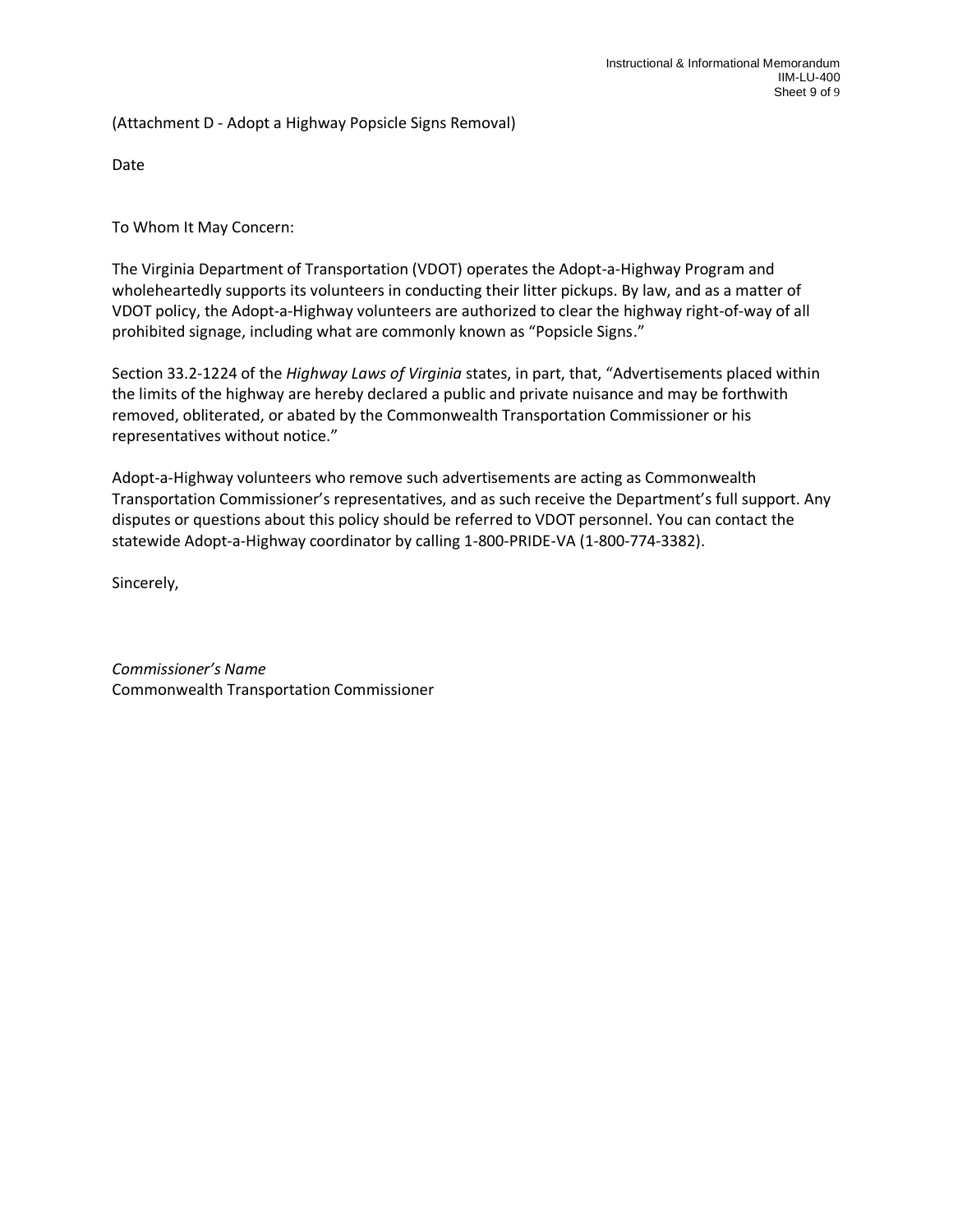(Attachment D - Adopt a Highway Popsicle Signs Removal)

Date

To Whom It May Concern:

The Virginia Department of Transportation (VDOT) operates the Adopt-a-Highway Program and wholeheartedly supports its volunteers in conducting their litter pickups. By law, and as a matter of VDOT policy, the Adopt-a-Highway volunteers are authorized to clear the highway right-of-way of all prohibited signage, including what are commonly known as "Popsicle Signs."

Section 33.2-1224 of the *Highway Laws of Virginia* states, in part, that, "Advertisements placed within the limits of the highway are hereby declared a public and private nuisance and may be forthwith removed, obliterated, or abated by the Commonwealth Transportation Commissioner or his representatives without notice."

Adopt-a-Highway volunteers who remove such advertisements are acting as Commonwealth Transportation Commissioner's representatives, and as such receive the Department's full support. Any disputes or questions about this policy should be referred to VDOT personnel. You can contact the statewide Adopt-a-Highway coordinator by calling 1-800-PRIDE-VA (1-800-774-3382).

Sincerely,

*Commissioner's Name*
Commonwealth Transportation Commissioner